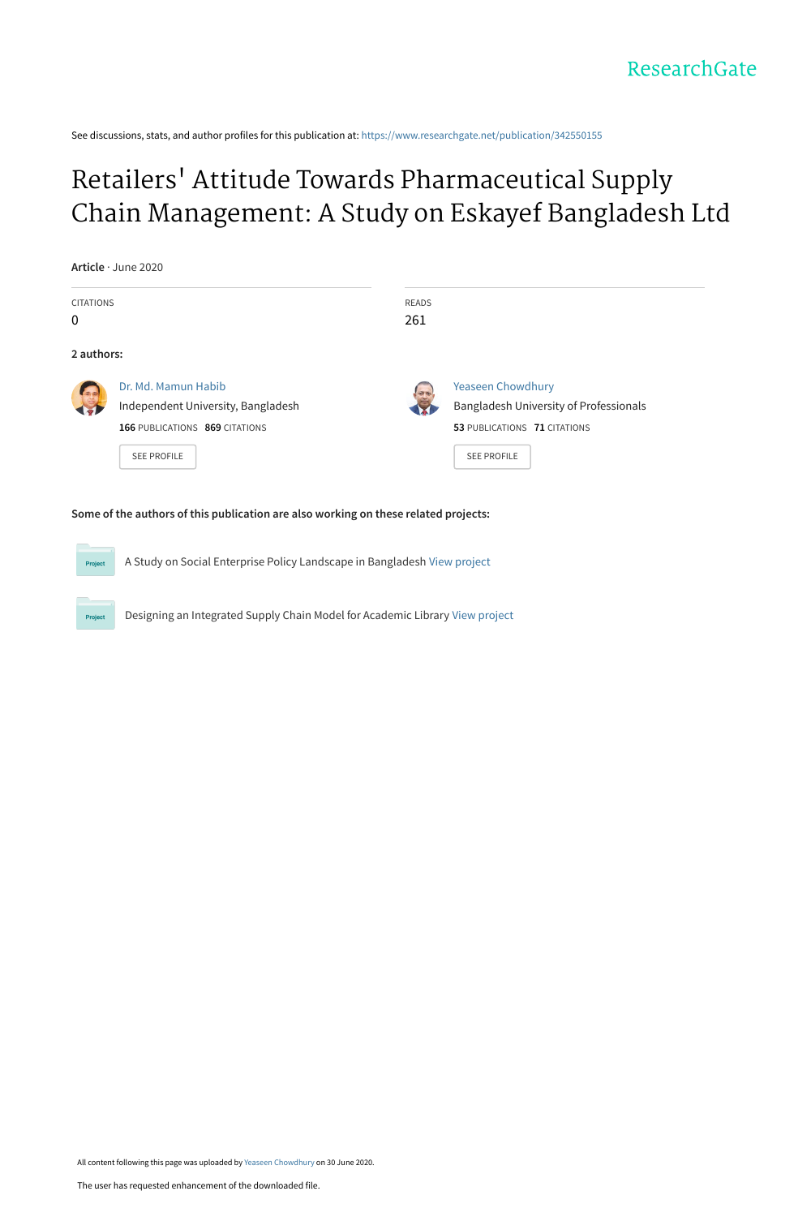ResearchGate

See discussions, stats, and author profiles for this publication at: https://www.researchgate.net/publication/342550155

# Retailers' Attitude Towards Pharmaceutical Supply Chain Management: A Study on Eskayef Bangladesh Ltd

**Article** · June 2020

| CITATIONS | READS |
|---|---|
| 0 | 261 |

**2 authors:**

Dr. Md. Mamun Habib
Independent University, Bangladesh
**166** PUBLICATIONS **869** CITATIONS
SEE PROFILE

Yeaseen Chowdhury
Bangladesh University of Professionals
**53** PUBLICATIONS **71** CITATIONS
SEE PROFILE

**Some of the authors of this publication are also working on these related projects:**

Project: A Study on Social Enterprise Policy Landscape in Bangladesh View project

Project: Designing an Integrated Supply Chain Model for Academic Library View project

All content following this page was uploaded by Yeaseen Chowdhury on 30 June 2020.

The user has requested enhancement of the downloaded file.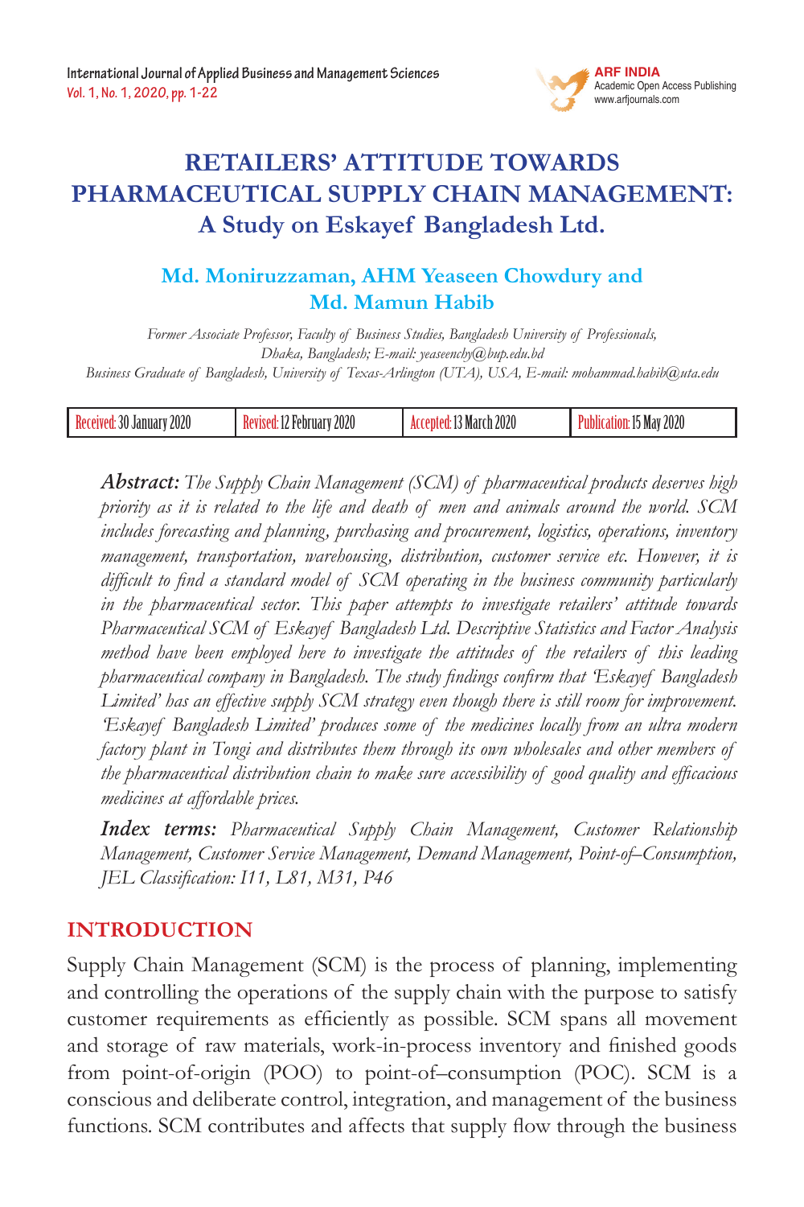# RETAILERS' ATTITUDE TOWARDS PHARMACEUTICAL SUPPLY CHAIN MANAGEMENT: A Study on Eskayef Bangladesh Ltd.

**Md. Moniruzzaman, AHM Yeaseen Chowdury and Md. Mamun Habib**

*Former Associate Professor, Faculty of Business Studies, Bangladesh University of Professionals, Dhaka, Bangladesh; E-mail: yeaseenchy@bup.edu.bd*
*Business Graduate of Bangladesh, University of Texas-Arlington (UTA), USA, E-mail: mohammad.habib@uta.edu*

| Received: 30 January 2020 | Revised: 12 February 2020 | Accepted: 13 March 2020 | Publication: 15 May 2020 |
|---|---|---|---|

***Abstract:*** *The Supply Chain Management (SCM) of pharmaceutical products deserves high priority as it is related to the life and death of men and animals around the world. SCM includes forecasting and planning, purchasing and procurement, logistics, operations, inventory management, transportation, warehousing, distribution, customer service etc. However, it is difficult to find a standard model of SCM operating in the business community particularly in the pharmaceutical sector. This paper attempts to investigate retailers' attitude towards Pharmaceutical SCM of Eskayef Bangladesh Ltd. Descriptive Statistics and Factor Analysis method have been employed here to investigate the attitudes of the retailers of this leading pharmaceutical company in Bangladesh. The study findings confirm that 'Eskayef Bangladesh Limited' has an effective supply SCM strategy even though there is still room for improvement. 'Eskayef Bangladesh Limited' produces some of the medicines locally from an ultra modern factory plant in Tongi and distributes them through its own wholesales and other members of the pharmaceutical distribution chain to make sure accessibility of good quality and efficacious medicines at affordable prices.*

***Index terms:*** *Pharmaceutical Supply Chain Management, Customer Relationship Management, Customer Service Management, Demand Management, Point-of–Consumption, JEL Classification: I11, L81, M31, P46*

## INTRODUCTION

Supply Chain Management (SCM) is the process of planning, implementing and controlling the operations of the supply chain with the purpose to satisfy customer requirements as efficiently as possible. SCM spans all movement and storage of raw materials, work-in-process inventory and finished goods from point-of-origin (POO) to point-of–consumption (POC). SCM is a conscious and deliberate control, integration, and management of the business functions. SCM contributes and affects that supply flow through the business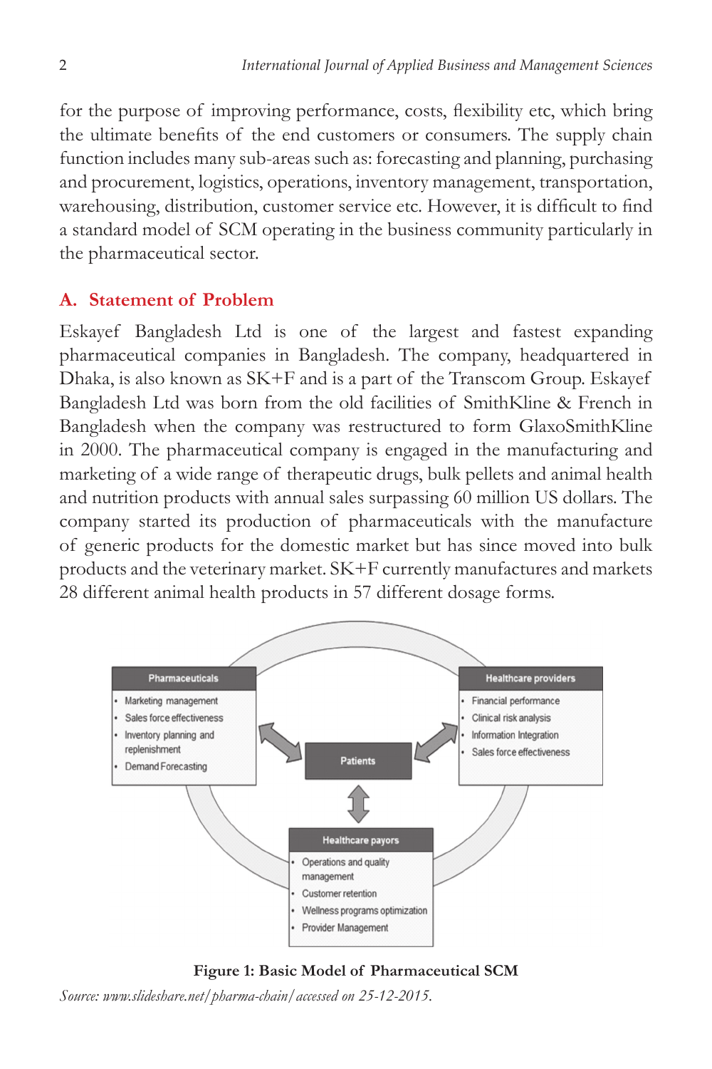for the purpose of improving performance, costs, flexibility etc, which bring the ultimate benefits of the end customers or consumers. The supply chain function includes many sub-areas such as: forecasting and planning, purchasing and procurement, logistics, operations, inventory management, transportation, warehousing, distribution, customer service etc. However, it is difficult to find a standard model of SCM operating in the business community particularly in the pharmaceutical sector.

## A. Statement of Problem

Eskayef Bangladesh Ltd is one of the largest and fastest expanding pharmaceutical companies in Bangladesh. The company, headquartered in Dhaka, is also known as SK+F and is a part of the Transcom Group. Eskayef Bangladesh Ltd was born from the old facilities of SmithKline & French in Bangladesh when the company was restructured to form GlaxoSmithKline in 2000. The pharmaceutical company is engaged in the manufacturing and marketing of a wide range of therapeutic drugs, bulk pellets and animal health and nutrition products with annual sales surpassing 60 million US dollars. The company started its production of pharmaceuticals with the manufacture of generic products for the domestic market but has since moved into bulk products and the veterinary market. SK+F currently manufactures and markets 28 different animal health products in 57 different dosage forms.

**Figure 1: Basic Model of Pharmaceutical SCM**

*Source: www.slideshare.net/pharma-chain/accessed on 25-12-2015.*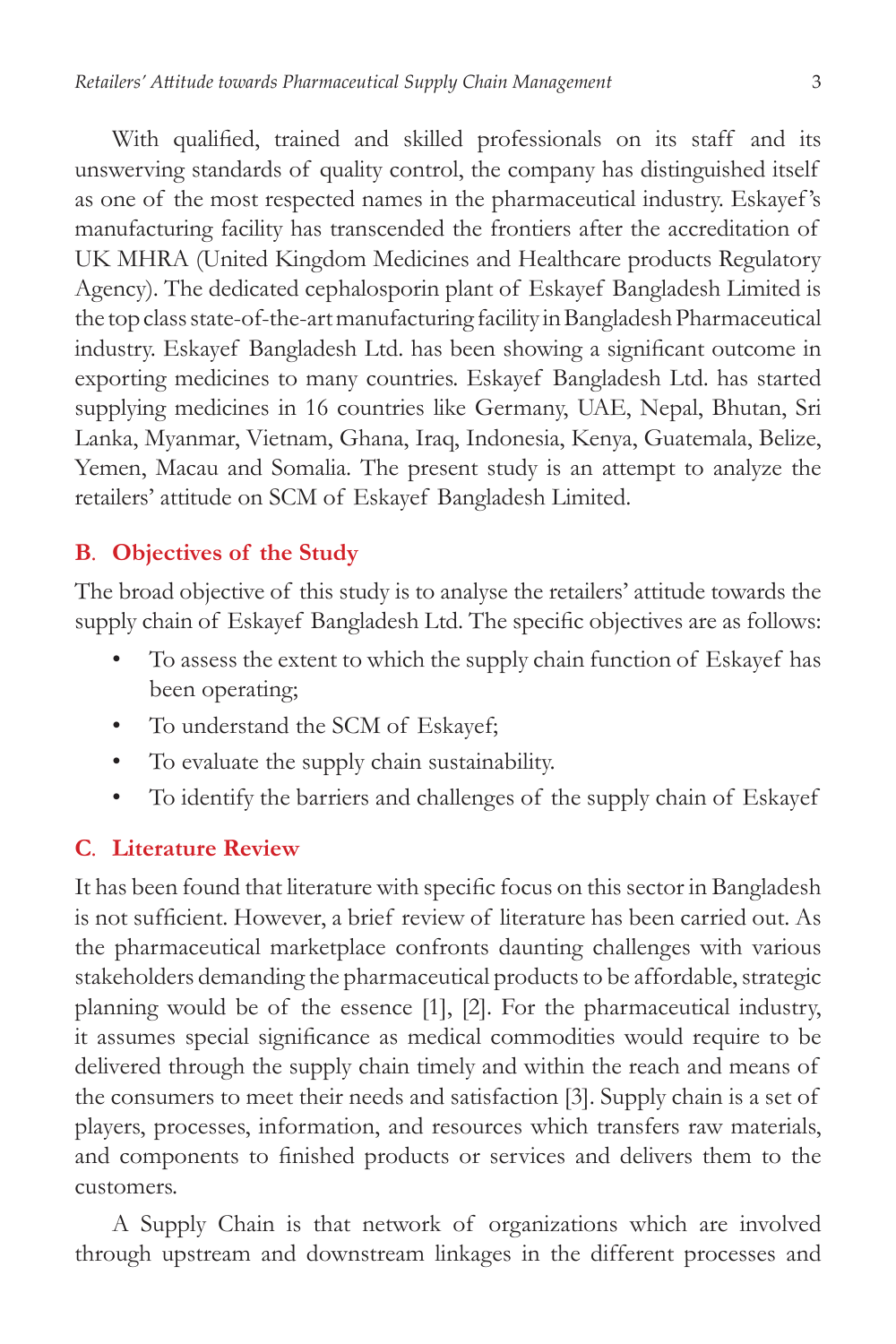With qualified, trained and skilled professionals on its staff and its unswerving standards of quality control, the company has distinguished itself as one of the most respected names in the pharmaceutical industry. Eskayef's manufacturing facility has transcended the frontiers after the accreditation of UK MHRA (United Kingdom Medicines and Healthcare products Regulatory Agency). The dedicated cephalosporin plant of Eskayef Bangladesh Limited is the top class state-of-the-art manufacturing facility in Bangladesh Pharmaceutical industry. Eskayef Bangladesh Ltd. has been showing a significant outcome in exporting medicines to many countries. Eskayef Bangladesh Ltd. has started supplying medicines in 16 countries like Germany, UAE, Nepal, Bhutan, Sri Lanka, Myanmar, Vietnam, Ghana, Iraq, Indonesia, Kenya, Guatemala, Belize, Yemen, Macau and Somalia. The present study is an attempt to analyze the retailers' attitude on SCM of Eskayef Bangladesh Limited.

## B. Objectives of the Study

The broad objective of this study is to analyse the retailers' attitude towards the supply chain of Eskayef Bangladesh Ltd. The specific objectives are as follows:

- To assess the extent to which the supply chain function of Eskayef has been operating;
- To understand the SCM of Eskayef;
- To evaluate the supply chain sustainability.
- To identify the barriers and challenges of the supply chain of Eskayef

## C. Literature Review

It has been found that literature with specific focus on this sector in Bangladesh is not sufficient. However, a brief review of literature has been carried out. As the pharmaceutical marketplace confronts daunting challenges with various stakeholders demanding the pharmaceutical products to be affordable, strategic planning would be of the essence [1], [2]. For the pharmaceutical industry, it assumes special significance as medical commodities would require to be delivered through the supply chain timely and within the reach and means of the consumers to meet their needs and satisfaction [3]. Supply chain is a set of players, processes, information, and resources which transfers raw materials, and components to finished products or services and delivers them to the customers.

A Supply Chain is that network of organizations which are involved through upstream and downstream linkages in the different processes and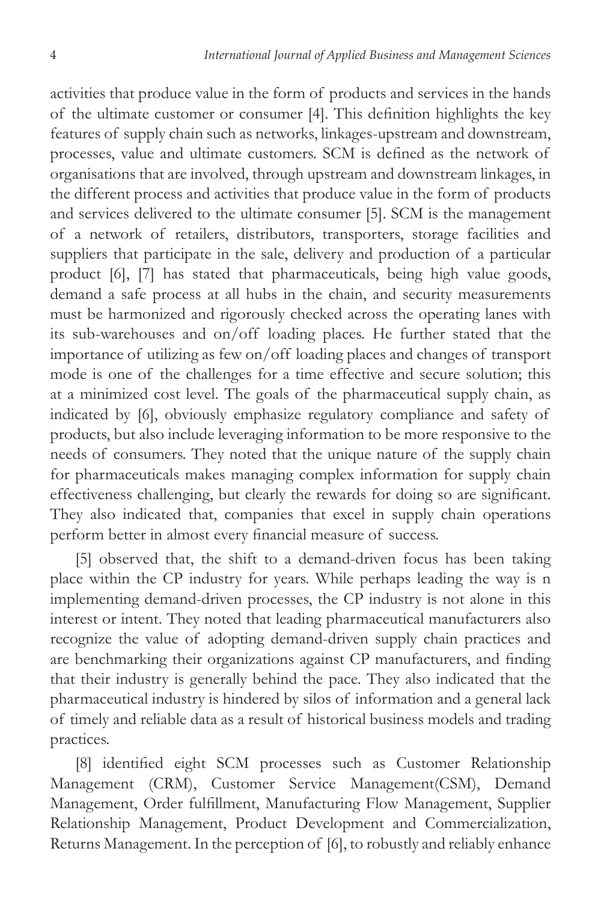activities that produce value in the form of products and services in the hands of the ultimate customer or consumer [4]. This definition highlights the key features of supply chain such as networks, linkages-upstream and downstream, processes, value and ultimate customers. SCM is defined as the network of organisations that are involved, through upstream and downstream linkages, in the different process and activities that produce value in the form of products and services delivered to the ultimate consumer [5]. SCM is the management of a network of retailers, distributors, transporters, storage facilities and suppliers that participate in the sale, delivery and production of a particular product [6], [7] has stated that pharmaceuticals, being high value goods, demand a safe process at all hubs in the chain, and security measurements must be harmonized and rigorously checked across the operating lanes with its sub-warehouses and on/off loading places. He further stated that the importance of utilizing as few on/off loading places and changes of transport mode is one of the challenges for a time effective and secure solution; this at a minimized cost level. The goals of the pharmaceutical supply chain, as indicated by [6], obviously emphasize regulatory compliance and safety of products, but also include leveraging information to be more responsive to the needs of consumers. They noted that the unique nature of the supply chain for pharmaceuticals makes managing complex information for supply chain effectiveness challenging, but clearly the rewards for doing so are significant. They also indicated that, companies that excel in supply chain operations perform better in almost every financial measure of success.

[5] observed that, the shift to a demand-driven focus has been taking place within the CP industry for years. While perhaps leading the way is n implementing demand-driven processes, the CP industry is not alone in this interest or intent. They noted that leading pharmaceutical manufacturers also recognize the value of adopting demand-driven supply chain practices and are benchmarking their organizations against CP manufacturers, and finding that their industry is generally behind the pace. They also indicated that the pharmaceutical industry is hindered by silos of information and a general lack of timely and reliable data as a result of historical business models and trading practices.

[8] identified eight SCM processes such as Customer Relationship Management (CRM), Customer Service Management(CSM), Demand Management, Order fulfillment, Manufacturing Flow Management, Supplier Relationship Management, Product Development and Commercialization, Returns Management. In the perception of [6], to robustly and reliably enhance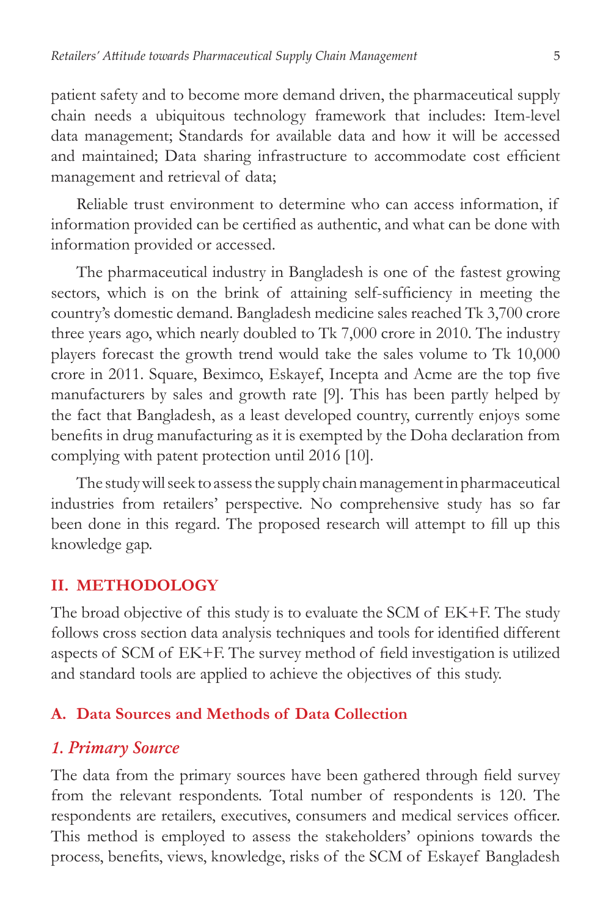patient safety and to become more demand driven, the pharmaceutical supply chain needs a ubiquitous technology framework that includes: Item-level data management; Standards for available data and how it will be accessed and maintained; Data sharing infrastructure to accommodate cost efficient management and retrieval of data;

Reliable trust environment to determine who can access information, if information provided can be certified as authentic, and what can be done with information provided or accessed.

The pharmaceutical industry in Bangladesh is one of the fastest growing sectors, which is on the brink of attaining self-sufficiency in meeting the country's domestic demand. Bangladesh medicine sales reached Tk 3,700 crore three years ago, which nearly doubled to Tk 7,000 crore in 2010. The industry players forecast the growth trend would take the sales volume to Tk 10,000 crore in 2011. Square, Beximco, Eskayef, Incepta and Acme are the top five manufacturers by sales and growth rate [9]. This has been partly helped by the fact that Bangladesh, as a least developed country, currently enjoys some benefits in drug manufacturing as it is exempted by the Doha declaration from complying with patent protection until 2016 [10].

The study will seek to assess the supply chain management in pharmaceutical industries from retailers' perspective. No comprehensive study has so far been done in this regard. The proposed research will attempt to fill up this knowledge gap.

## II. METHODOLOGY

The broad objective of this study is to evaluate the SCM of EK+F. The study follows cross section data analysis techniques and tools for identified different aspects of SCM of EK+F. The survey method of field investigation is utilized and standard tools are applied to achieve the objectives of this study.

### A. Data Sources and Methods of Data Collection

#### *1. Primary Source*

The data from the primary sources have been gathered through field survey from the relevant respondents. Total number of respondents is 120. The respondents are retailers, executives, consumers and medical services officer. This method is employed to assess the stakeholders' opinions towards the process, benefits, views, knowledge, risks of the SCM of Eskayef Bangladesh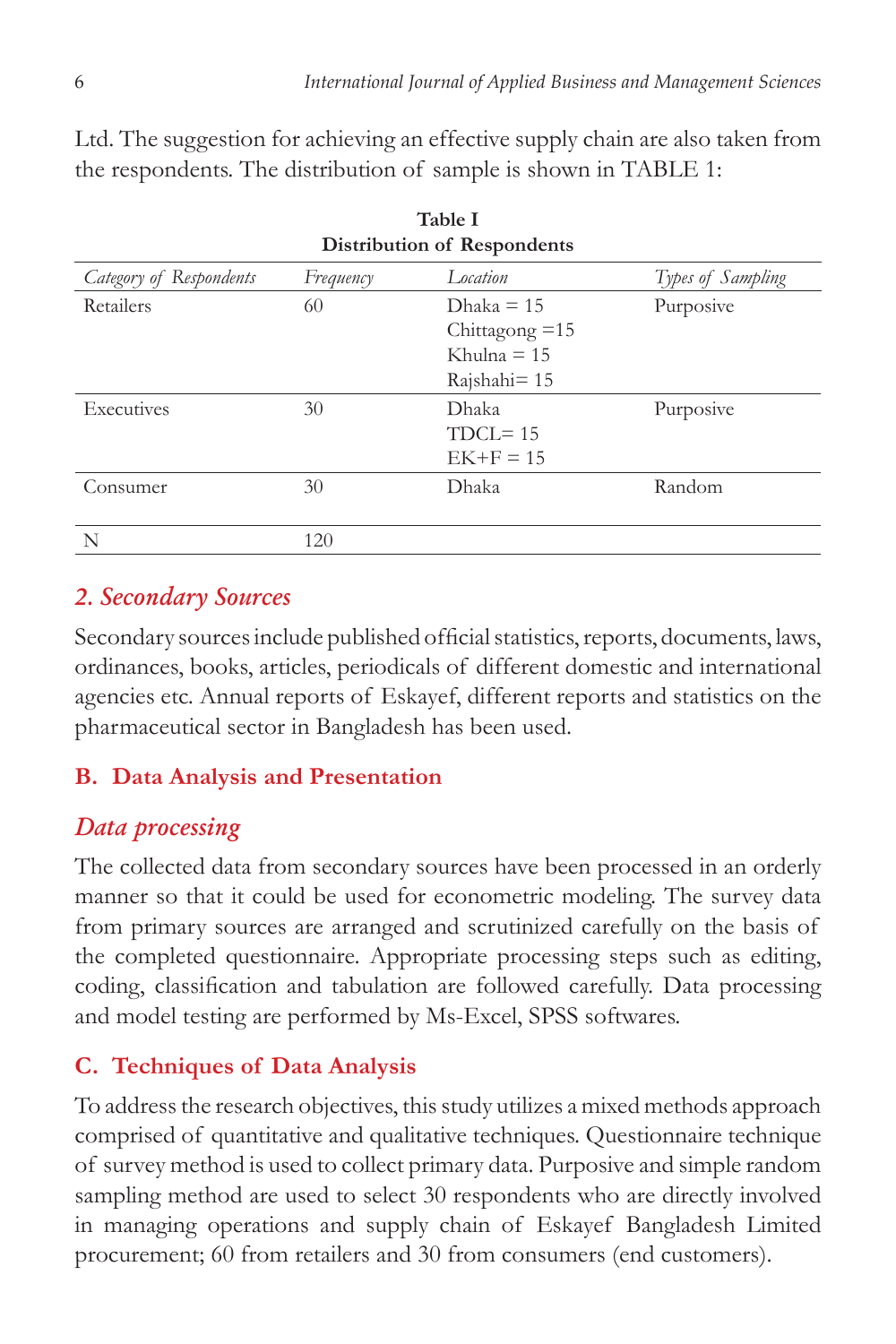Ltd. The suggestion for achieving an effective supply chain are also taken from the respondents. The distribution of sample is shown in TABLE 1:

**Table I**
**Distribution of Respondents**

| *Category of Respondents* | *Frequency* | *Location* | *Types of Sampling* |
|---|---|---|---|
| Retailers | 60 | Dhaka = 15<br>Chittagong =15<br>Khulna = 15<br>Rajshahi= 15 | Purposive |
| Executives | 30 | Dhaka<br>TDCL= 15<br>EK+F = 15 | Purposive |
| Consumer | 30 | Dhaka | Random |
| N | 120 | | |

### *2. Secondary Sources*

Secondary sources include published official statistics, reports, documents, laws, ordinances, books, articles, periodicals of different domestic and international agencies etc. Annual reports of Eskayef, different reports and statistics on the pharmaceutical sector in Bangladesh has been used.

## B. Data Analysis and Presentation

### *Data processing*

The collected data from secondary sources have been processed in an orderly manner so that it could be used for econometric modeling. The survey data from primary sources are arranged and scrutinized carefully on the basis of the completed questionnaire. Appropriate processing steps such as editing, coding, classification and tabulation are followed carefully. Data processing and model testing are performed by Ms-Excel, SPSS softwares.

## C. Techniques of Data Analysis

To address the research objectives, this study utilizes a mixed methods approach comprised of quantitative and qualitative techniques. Questionnaire technique of survey method is used to collect primary data. Purposive and simple random sampling method are used to select 30 respondents who are directly involved in managing operations and supply chain of Eskayef Bangladesh Limited procurement; 60 from retailers and 30 from consumers (end customers).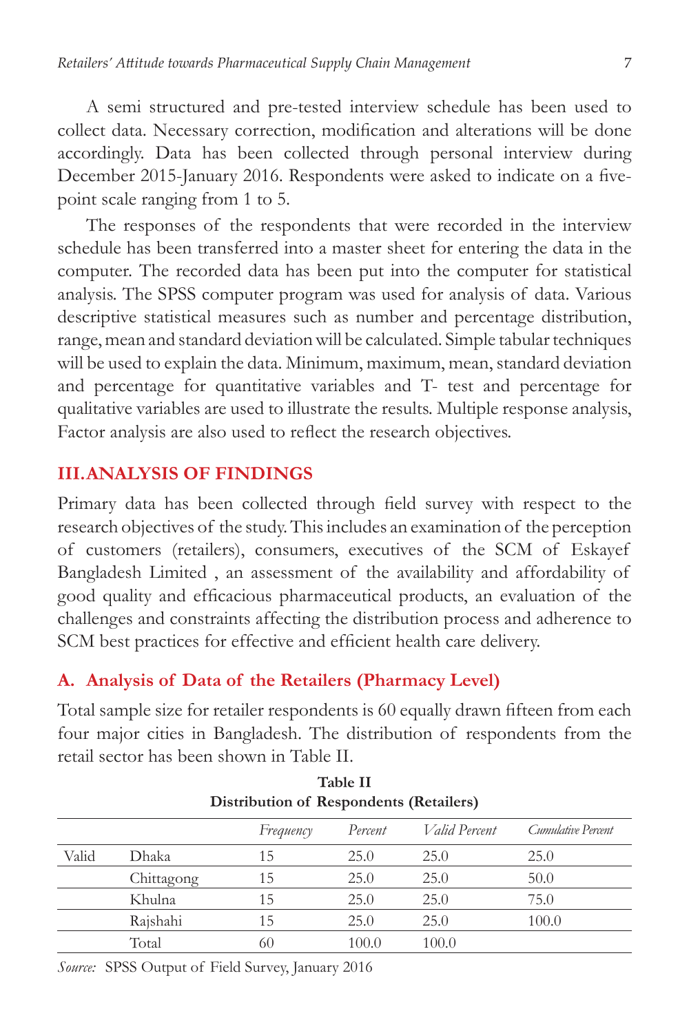A semi structured and pre-tested interview schedule has been used to collect data. Necessary correction, modification and alterations will be done accordingly. Data has been collected through personal interview during December 2015-January 2016. Respondents were asked to indicate on a five-point scale ranging from 1 to 5.

The responses of the respondents that were recorded in the interview schedule has been transferred into a master sheet for entering the data in the computer. The recorded data has been put into the computer for statistical analysis. The SPSS computer program was used for analysis of data. Various descriptive statistical measures such as number and percentage distribution, range, mean and standard deviation will be calculated. Simple tabular techniques will be used to explain the data. Minimum, maximum, mean, standard deviation and percentage for quantitative variables and T- test and percentage for qualitative variables are used to illustrate the results. Multiple response analysis, Factor analysis are also used to reflect the research objectives.

## III. ANALYSIS OF FINDINGS

Primary data has been collected through field survey with respect to the research objectives of the study. This includes an examination of the perception of customers (retailers), consumers, executives of the SCM of Eskayef Bangladesh Limited , an assessment of the availability and affordability of good quality and efficacious pharmaceutical products, an evaluation of the challenges and constraints affecting the distribution process and adherence to SCM best practices for effective and efficient health care delivery.

### A. Analysis of Data of the Retailers (Pharmacy Level)

Total sample size for retailer respondents is 60 equally drawn fifteen from each four major cities in Bangladesh. The distribution of respondents from the retail sector has been shown in Table II.

**Table II**
**Distribution of Respondents (Retailers)**

| | | *Frequency* | *Percent* | *Valid Percent* | *Cumulative Percent* |
|---|---|---|---|---|---|
| Valid | Dhaka | 15 | 25.0 | 25.0 | 25.0 |
| | Chittagong | 15 | 25.0 | 25.0 | 50.0 |
| | Khulna | 15 | 25.0 | 25.0 | 75.0 |
| | Rajshahi | 15 | 25.0 | 25.0 | 100.0 |
| | Total | 60 | 100.0 | 100.0 | |

*Source:* SPSS Output of Field Survey, January 2016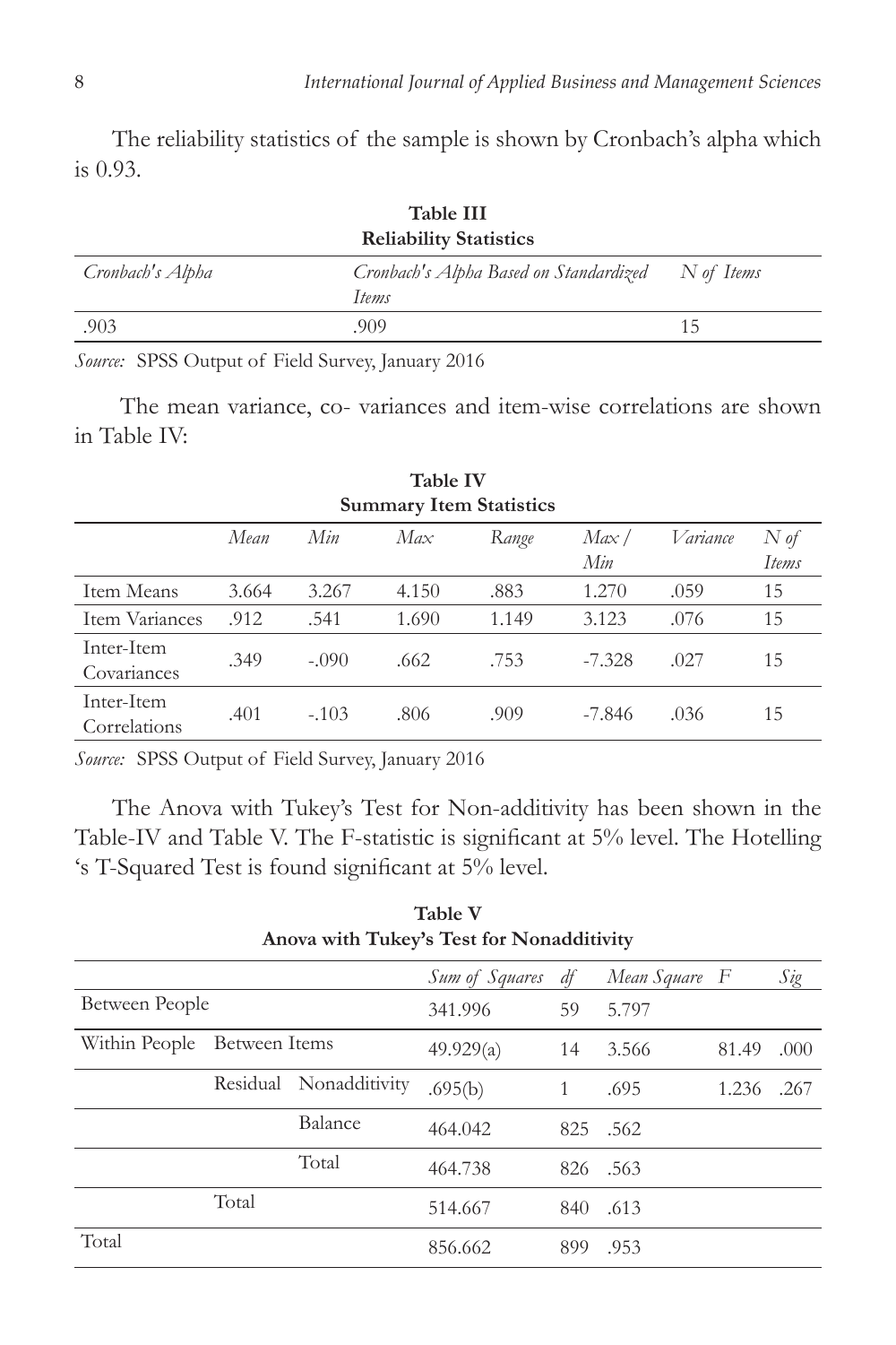The reliability statistics of the sample is shown by Cronbach's alpha which is 0.93.

**Table III**
**Reliability Statistics**

| *Cronbach's Alpha* | *Cronbach's Alpha Based on Standardized Items* | *N of Items* |
|---|---|---|
| .903 | .909 | 15 |

*Source:* SPSS Output of Field Survey, January 2016

The mean variance, co- variances and item-wise correlations are shown in Table IV:

**Table IV**
**Summary Item Statistics**

| | *Mean* | *Min* | *Max* | *Range* | *Max / Min* | *Variance* | *N of Items* |
|---|---|---|---|---|---|---|---|
| Item Means | 3.664 | 3.267 | 4.150 | .883 | 1.270 | .059 | 15 |
| Item Variances | .912 | .541 | 1.690 | 1.149 | 3.123 | .076 | 15 |
| Inter-Item Covariances | .349 | -.090 | .662 | .753 | -7.328 | .027 | 15 |
| Inter-Item Correlations | .401 | -.103 | .806 | .909 | -7.846 | .036 | 15 |

*Source:* SPSS Output of Field Survey, January 2016

The Anova with Tukey's Test for Non-additivity has been shown in the Table-IV and Table V. The F-statistic is significant at 5% level. The Hotelling 's T-Squared Test is found significant at 5% level.

**Table V**
**Anova with Tukey's Test for Nonadditivity**

| | | | *Sum of Squares* | *df* | *Mean Square* | *F* | *Sig* |
|---|---|---|---|---|---|---|---|
| Between People | | | 341.996 | 59 | 5.797 | | |
| Within People | Between Items | | 49.929(a) | 14 | 3.566 | 81.49 | .000 |
| | Residual | Nonadditivity | .695(b) | 1 | .695 | 1.236 | .267 |
| | | Balance | 464.042 | 825 | .562 | | |
| | | Total | 464.738 | 826 | .563 | | |
| | Total | | 514.667 | 840 | .613 | | |
| Total | | | 856.662 | 899 | .953 | | |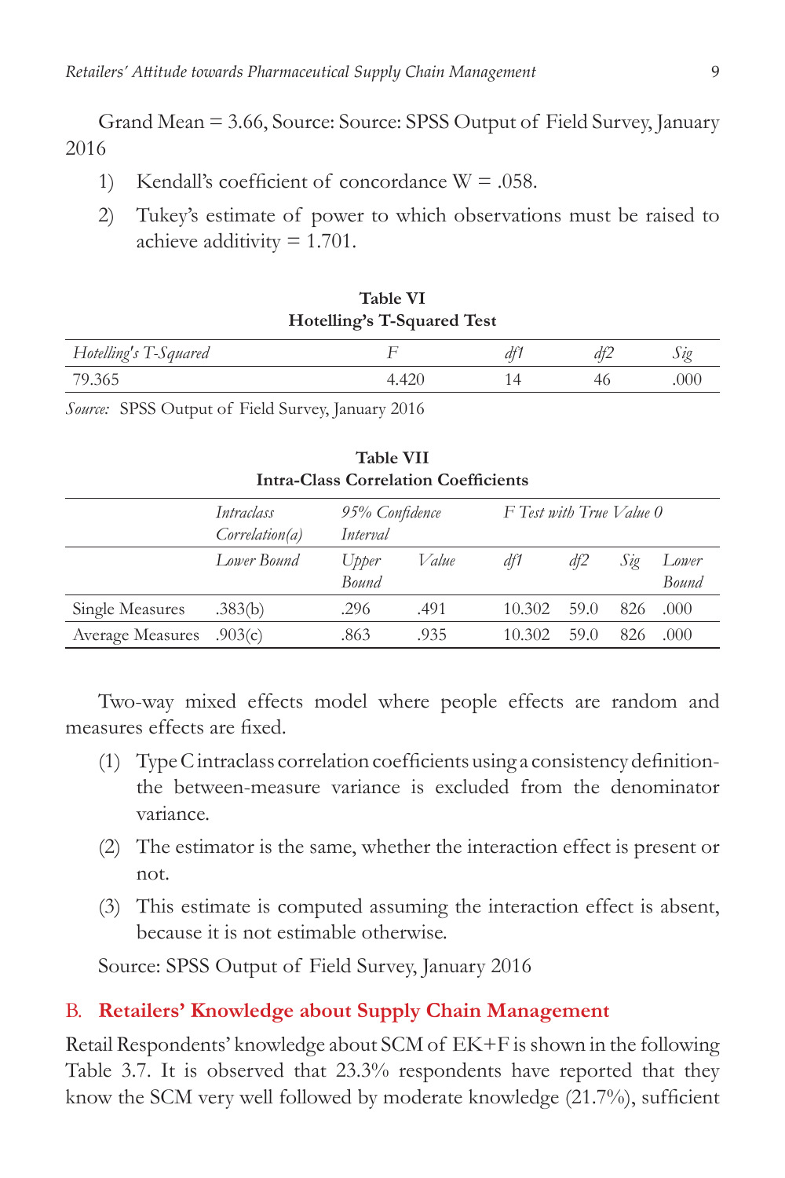Grand Mean = 3.66, Source: Source: SPSS Output of Field Survey, January 2016

1) Kendall's coefficient of concordance W = .058.
2) Tukey's estimate of power to which observations must be raised to achieve additivity = 1.701.

**Table VI**
**Hotelling's T-Squared Test**

| *Hotelling's T-Squared* | *F* | *df1* | *df2* | *Sig* |
|---|---|---|---|---|
| 79.365 | 4.420 | 14 | 46 | .000 |

*Source:* SPSS Output of Field Survey, January 2016

**Table VII**
**Intra-Class Correlation Coefficients**

| | *Intraclass Correlation(a)* | *95% Confidence Interval* | | *F Test with True Value 0* | | | |
|---|---|---|---|---|---|---|---|
| | *Lower Bound* | *Upper Bound* | *Value* | *df1* | *df2* | *Sig* | *Lower Bound* |
| Single Measures | .383(b) | .296 | .491 | 10.302 | 59.0 | 826 | .000 |
| Average Measures | .903(c) | .863 | .935 | 10.302 | 59.0 | 826 | .000 |

Two-way mixed effects model where people effects are random and measures effects are fixed.

(1) Type C intraclass correlation coefficients using a consistency definition-the between-measure variance is excluded from the denominator variance.

(2) The estimator is the same, whether the interaction effect is present or not.

(3) This estimate is computed assuming the interaction effect is absent, because it is not estimable otherwise.

Source: SPSS Output of Field Survey, January 2016

## B. Retailers' Knowledge about Supply Chain Management

Retail Respondents' knowledge about SCM of EK+F is shown in the following Table 3.7. It is observed that 23.3% respondents have reported that they know the SCM very well followed by moderate knowledge (21.7%), sufficient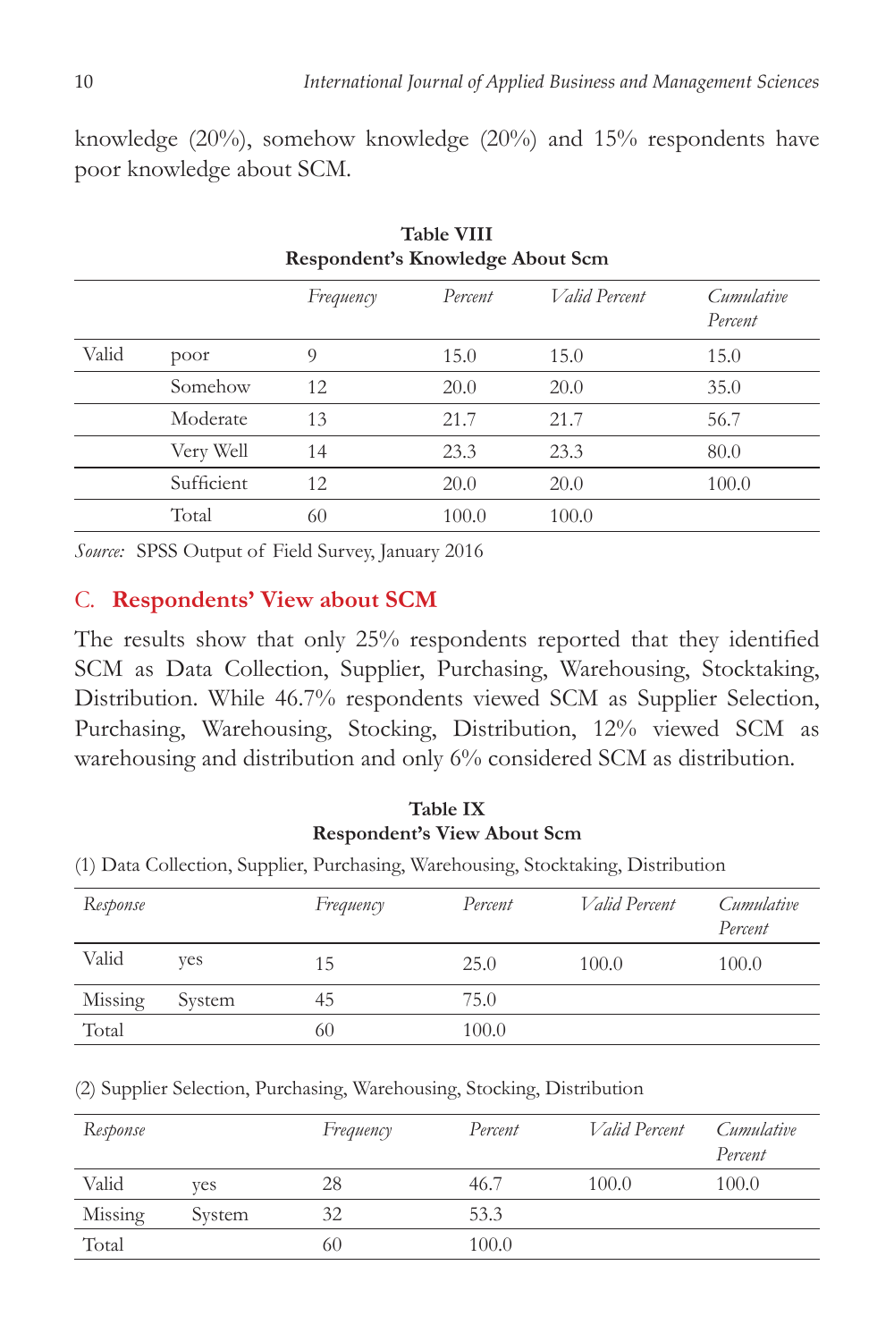knowledge (20%), somehow knowledge (20%) and 15% respondents have poor knowledge about SCM.

**Table VIII**
**Respondent's Knowledge About Scm**

| | | *Frequency* | *Percent* | *Valid Percent* | *Cumulative Percent* |
|---|---|---|---|---|---|
| Valid | poor | 9 | 15.0 | 15.0 | 15.0 |
| | Somehow | 12 | 20.0 | 20.0 | 35.0 |
| | Moderate | 13 | 21.7 | 21.7 | 56.7 |
| | Very Well | 14 | 23.3 | 23.3 | 80.0 |
| | Sufficient | 12 | 20.0 | 20.0 | 100.0 |
| | Total | 60 | 100.0 | 100.0 | |

*Source:* SPSS Output of Field Survey, January 2016

## C. Respondents' View about SCM

The results show that only 25% respondents reported that they identified SCM as Data Collection, Supplier, Purchasing, Warehousing, Stocktaking, Distribution. While 46.7% respondents viewed SCM as Supplier Selection, Purchasing, Warehousing, Stocking, Distribution, 12% viewed SCM as warehousing and distribution and only 6% considered SCM as distribution.

**Table IX**
**Respondent's View About Scm**

(1) Data Collection, Supplier, Purchasing, Warehousing, Stocktaking, Distribution

| *Response* | | *Frequency* | *Percent* | *Valid Percent* | *Cumulative Percent* |
|---|---|---|---|---|---|
| Valid | yes | 15 | 25.0 | 100.0 | 100.0 |
| Missing | System | 45 | 75.0 | | |
| Total | | 60 | 100.0 | | |

(2) Supplier Selection, Purchasing, Warehousing, Stocking, Distribution

| *Response* | | *Frequency* | *Percent* | *Valid Percent* | *Cumulative Percent* |
|---|---|---|---|---|---|
| Valid | yes | 28 | 46.7 | 100.0 | 100.0 |
| Missing | System | 32 | 53.3 | | |
| Total | | 60 | 100.0 | | |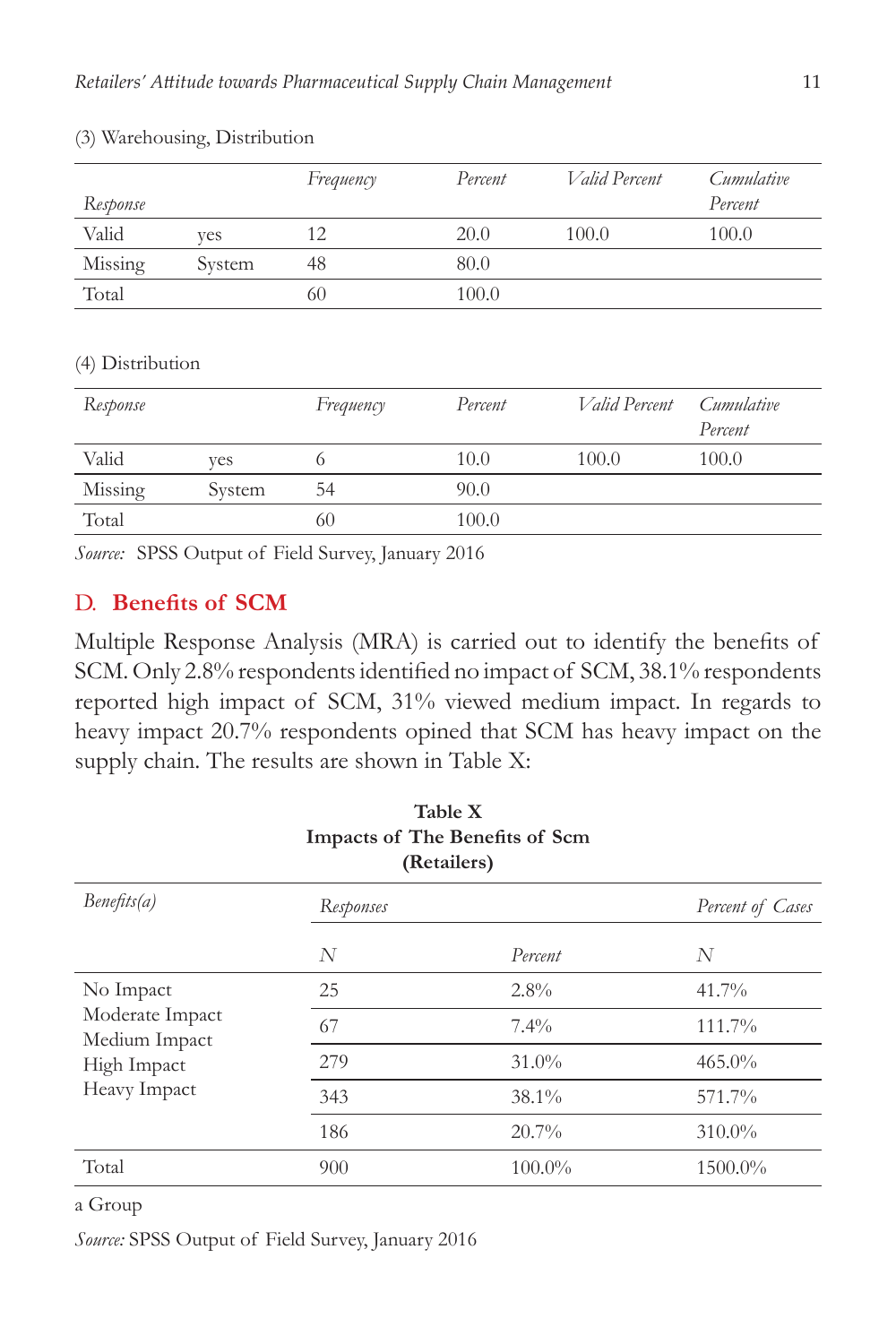(3) Warehousing, Distribution

| *Response* | | *Frequency* | *Percent* | *Valid Percent* | *Cumulative Percent* |
|---|---|---|---|---|---|
| Valid | yes | 12 | 20.0 | 100.0 | 100.0 |
| Missing | System | 48 | 80.0 | | |
| Total | | 60 | 100.0 | | |

(4) Distribution

| *Response* | | *Frequency* | *Percent* | *Valid Percent* | *Cumulative Percent* |
|---|---|---|---|---|---|
| Valid | yes | 6 | 10.0 | 100.0 | 100.0 |
| Missing | System | 54 | 90.0 | | |
| Total | | 60 | 100.0 | | |

*Source:* SPSS Output of Field Survey, January 2016

## D. Benefits of SCM

Multiple Response Analysis (MRA) is carried out to identify the benefits of SCM. Only 2.8% respondents identified no impact of SCM, 38.1% respondents reported high impact of SCM, 31% viewed medium impact. In regards to heavy impact 20.7% respondents opined that SCM has heavy impact on the supply chain. The results are shown in Table X:

**Table X**
**Impacts of The Benefits of Scm**
**(Retailers)**

| *Benefits(a)* | *Responses* | | *Percent of Cases* |
|---|---|---|---|
| | *N* | *Percent* | *N* |
| No Impact | 25 | 2.8% | 41.7% |
| Moderate Impact | 67 | 7.4% | 111.7% |
| Medium Impact | 279 | 31.0% | 465.0% |
| High Impact | 343 | 38.1% | 571.7% |
| Heavy Impact | 186 | 20.7% | 310.0% |
| Total | 900 | 100.0% | 1500.0% |

a Group

*Source:* SPSS Output of Field Survey, January 2016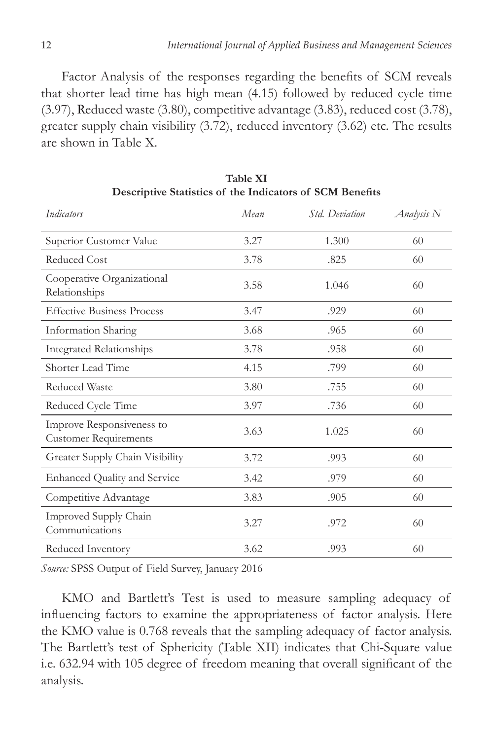Factor Analysis of the responses regarding the benefits of SCM reveals that shorter lead time has high mean (4.15) followed by reduced cycle time (3.97), Reduced waste (3.80), competitive advantage (3.83), reduced cost (3.78), greater supply chain visibility (3.72), reduced inventory (3.62) etc. The results are shown in Table X.

**Table XI**
**Descriptive Statistics of the Indicators of SCM Benefits**

| *Indicators* | *Mean* | *Std. Deviation* | *Analysis N* |
|---|---|---|---|
| Superior Customer Value | 3.27 | 1.300 | 60 |
| Reduced Cost | 3.78 | .825 | 60 |
| Cooperative Organizational Relationships | 3.58 | 1.046 | 60 |
| Effective Business Process | 3.47 | .929 | 60 |
| Information Sharing | 3.68 | .965 | 60 |
| Integrated Relationships | 3.78 | .958 | 60 |
| Shorter Lead Time | 4.15 | .799 | 60 |
| Reduced Waste | 3.80 | .755 | 60 |
| Reduced Cycle Time | 3.97 | .736 | 60 |
| Improve Responsiveness to Customer Requirements | 3.63 | 1.025 | 60 |
| Greater Supply Chain Visibility | 3.72 | .993 | 60 |
| Enhanced Quality and Service | 3.42 | .979 | 60 |
| Competitive Advantage | 3.83 | .905 | 60 |
| Improved Supply Chain Communications | 3.27 | .972 | 60 |
| Reduced Inventory | 3.62 | .993 | 60 |

*Source:* SPSS Output of Field Survey, January 2016

KMO and Bartlett's Test is used to measure sampling adequacy of influencing factors to examine the appropriateness of factor analysis. Here the KMO value is 0.768 reveals that the sampling adequacy of factor analysis. The Bartlett's test of Sphericity (Table XII) indicates that Chi-Square value i.e. 632.94 with 105 degree of freedom meaning that overall significant of the analysis.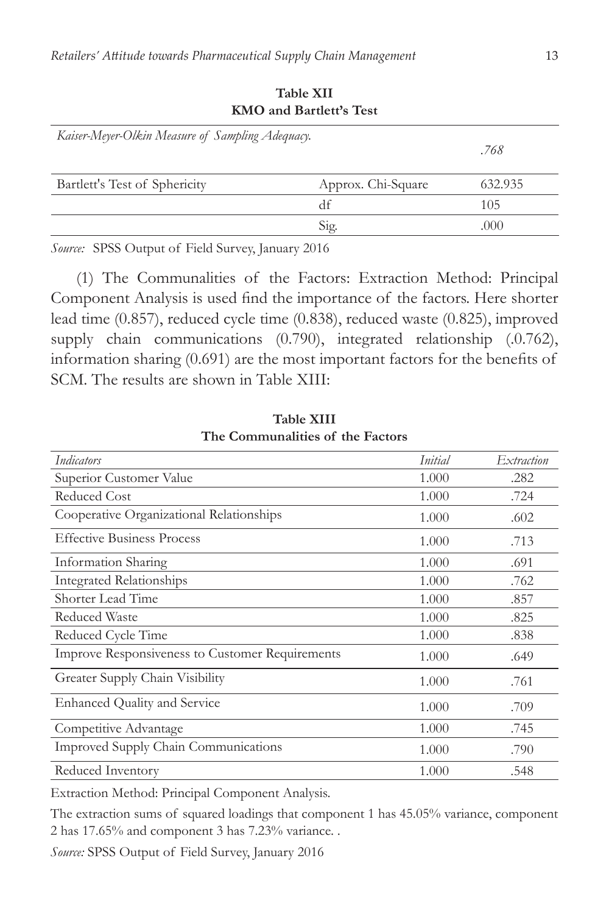**Table XII**
**KMO and Bartlett's Test**

| *Kaiser-Meyer-Olkin Measure of Sampling Adequacy.* | | *.768* |
|---|---|---|
| Bartlett's Test of Sphericity | Approx. Chi-Square | 632.935 |
| | df | 105 |
| | Sig. | .000 |

*Source:* SPSS Output of Field Survey, January 2016

(1) The Communalities of the Factors: Extraction Method: Principal Component Analysis is used find the importance of the factors. Here shorter lead time (0.857), reduced cycle time (0.838), reduced waste (0.825), improved supply chain communications (0.790), integrated relationship (.0.762), information sharing (0.691) are the most important factors for the benefits of SCM. The results are shown in Table XIII:

**Table XIII**
**The Communalities of the Factors**

| *Indicators* | *Initial* | *Extraction* |
|---|---|---|
| Superior Customer Value | 1.000 | .282 |
| Reduced Cost | 1.000 | .724 |
| Cooperative Organizational Relationships | 1.000 | .602 |
| Effective Business Process | 1.000 | .713 |
| Information Sharing | 1.000 | .691 |
| Integrated Relationships | 1.000 | .762 |
| Shorter Lead Time | 1.000 | .857 |
| Reduced Waste | 1.000 | .825 |
| Reduced Cycle Time | 1.000 | .838 |
| Improve Responsiveness to Customer Requirements | 1.000 | .649 |
| Greater Supply Chain Visibility | 1.000 | .761 |
| Enhanced Quality and Service | 1.000 | .709 |
| Competitive Advantage | 1.000 | .745 |
| Improved Supply Chain Communications | 1.000 | .790 |
| Reduced Inventory | 1.000 | .548 |

Extraction Method: Principal Component Analysis.

The extraction sums of squared loadings that component 1 has 45.05% variance, component 2 has 17.65% and component 3 has 7.23% variance. .

*Source:* SPSS Output of Field Survey, January 2016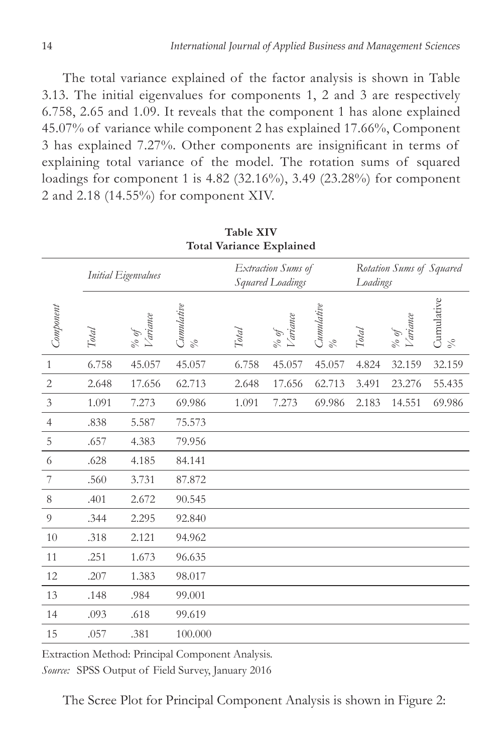The total variance explained of the factor analysis is shown in Table 3.13. The initial eigenvalues for components 1, 2 and 3 are respectively 6.758, 2.65 and 1.09. It reveals that the component 1 has alone explained 45.07% of variance while component 2 has explained 17.66%, Component 3 has explained 7.27%. Other components are insignificant in terms of explaining total variance of the model. The rotation sums of squared loadings for component 1 is 4.82 (32.16%), 3.49 (23.28%) for component 2 and 2.18 (14.55%) for component XIV.

**Table XIV**
**Total Variance Explained**

| | *Initial Eigenvalues* | | | *Extraction Sums of Squared Loadings* | | | *Rotation Sums of Squared Loadings* | | |
|---|---|---|---|---|---|---|---|---|---|
| *Component* | *Total* | *% of Variance* | *Cumulative %* | *Total* | *% of Variance* | *Cumulative %* | *Total* | *% of Variance* | Cumulative % |
| 1 | 6.758 | 45.057 | 45.057 | 6.758 | 45.057 | 45.057 | 4.824 | 32.159 | 32.159 |
| 2 | 2.648 | 17.656 | 62.713 | 2.648 | 17.656 | 62.713 | 3.491 | 23.276 | 55.435 |
| 3 | 1.091 | 7.273 | 69.986 | 1.091 | 7.273 | 69.986 | 2.183 | 14.551 | 69.986 |
| 4 | .838 | 5.587 | 75.573 | | | | | | |
| 5 | .657 | 4.383 | 79.956 | | | | | | |
| 6 | .628 | 4.185 | 84.141 | | | | | | |
| 7 | .560 | 3.731 | 87.872 | | | | | | |
| 8 | .401 | 2.672 | 90.545 | | | | | | |
| 9 | .344 | 2.295 | 92.840 | | | | | | |
| 10 | .318 | 2.121 | 94.962 | | | | | | |
| 11 | .251 | 1.673 | 96.635 | | | | | | |
| 12 | .207 | 1.383 | 98.017 | | | | | | |
| 13 | .148 | .984 | 99.001 | | | | | | |
| 14 | .093 | .618 | 99.619 | | | | | | |
| 15 | .057 | .381 | 100.000 | | | | | | |

Extraction Method: Principal Component Analysis.

*Source:* SPSS Output of Field Survey, January 2016

The Scree Plot for Principal Component Analysis is shown in Figure 2: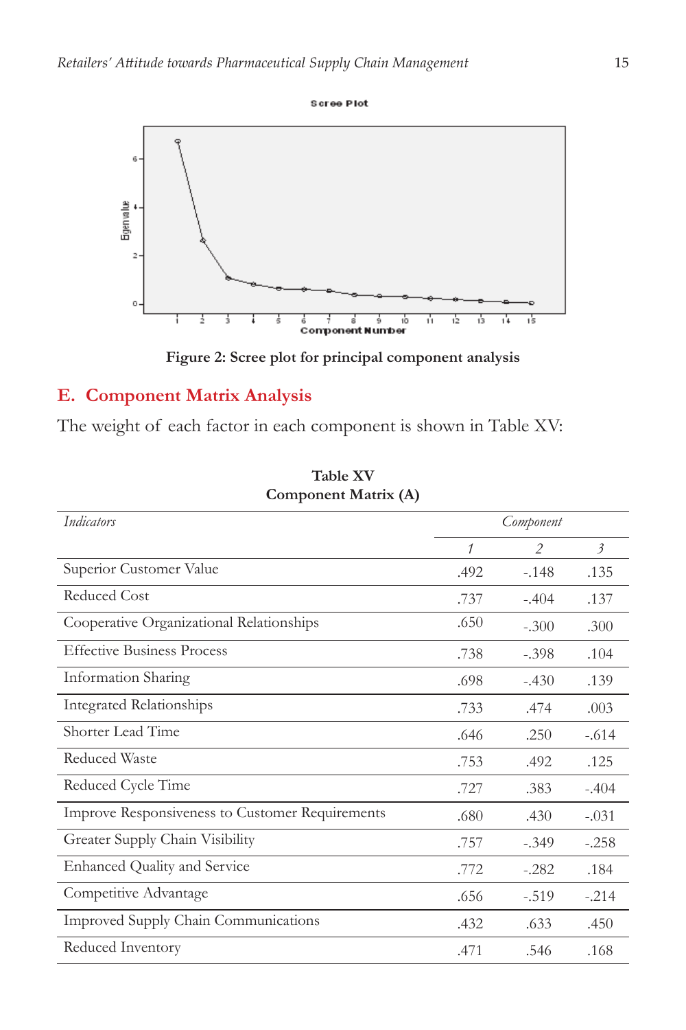Figure 2: Scree plot for principal component analysis

## E. Component Matrix Analysis

The weight of each factor in each component is shown in Table XV:

**Table XV**
**Component Matrix (A)**

| *Indicators* | *Component* | | |
|---|---|---|---|
| | *1* | *2* | *3* |
| Superior Customer Value | .492 | -.148 | .135 |
| Reduced Cost | .737 | -.404 | .137 |
| Cooperative Organizational Relationships | .650 | -.300 | .300 |
| Effective Business Process | .738 | -.398 | .104 |
| Information Sharing | .698 | -.430 | .139 |
| Integrated Relationships | .733 | .474 | .003 |
| Shorter Lead Time | .646 | .250 | -.614 |
| Reduced Waste | .753 | .492 | .125 |
| Reduced Cycle Time | .727 | .383 | -.404 |
| Improve Responsiveness to Customer Requirements | .680 | .430 | -.031 |
| Greater Supply Chain Visibility | .757 | -.349 | -.258 |
| Enhanced Quality and Service | .772 | -.282 | .184 |
| Competitive Advantage | .656 | -.519 | -.214 |
| Improved Supply Chain Communications | .432 | .633 | .450 |
| Reduced Inventory | .471 | .546 | .168 |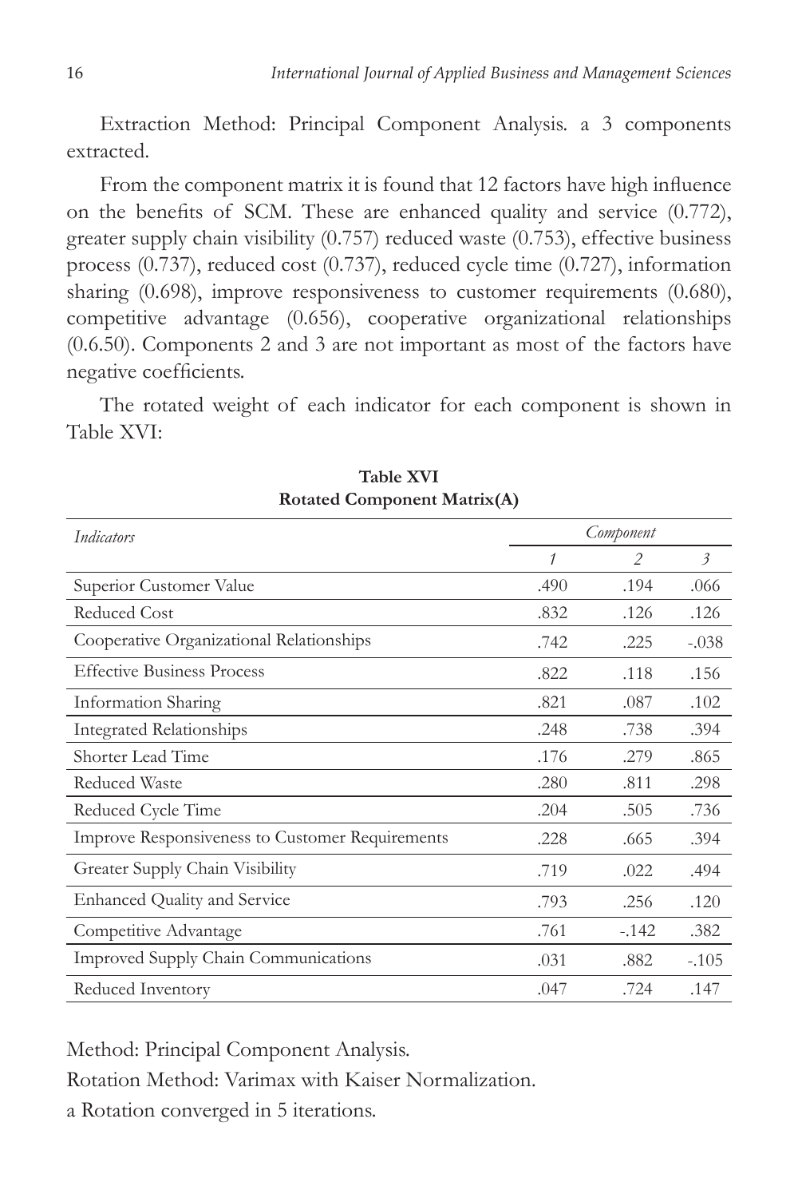Extraction Method: Principal Component Analysis. a 3 components extracted.

From the component matrix it is found that 12 factors have high influence on the benefits of SCM. These are enhanced quality and service (0.772), greater supply chain visibility (0.757) reduced waste (0.753), effective business process (0.737), reduced cost (0.737), reduced cycle time (0.727), information sharing (0.698), improve responsiveness to customer requirements (0.680), competitive advantage (0.656), cooperative organizational relationships (0.6.50). Components 2 and 3 are not important as most of the factors have negative coefficients.

The rotated weight of each indicator for each component is shown in Table XVI:

**Table XVI**
**Rotated Component Matrix(A)**

| *Indicators* | *Component* | | |
|---|---|---|---|
| | *1* | *2* | *3* |
| Superior Customer Value | .490 | .194 | .066 |
| Reduced Cost | .832 | .126 | .126 |
| Cooperative Organizational Relationships | .742 | .225 | -.038 |
| Effective Business Process | .822 | .118 | .156 |
| Information Sharing | .821 | .087 | .102 |
| Integrated Relationships | .248 | .738 | .394 |
| Shorter Lead Time | .176 | .279 | .865 |
| Reduced Waste | .280 | .811 | .298 |
| Reduced Cycle Time | .204 | .505 | .736 |
| Improve Responsiveness to Customer Requirements | .228 | .665 | .394 |
| Greater Supply Chain Visibility | .719 | .022 | .494 |
| Enhanced Quality and Service | .793 | .256 | .120 |
| Competitive Advantage | .761 | -.142 | .382 |
| Improved Supply Chain Communications | .031 | .882 | -.105 |
| Reduced Inventory | .047 | .724 | .147 |

Method: Principal Component Analysis.

Rotation Method: Varimax with Kaiser Normalization.

a Rotation converged in 5 iterations.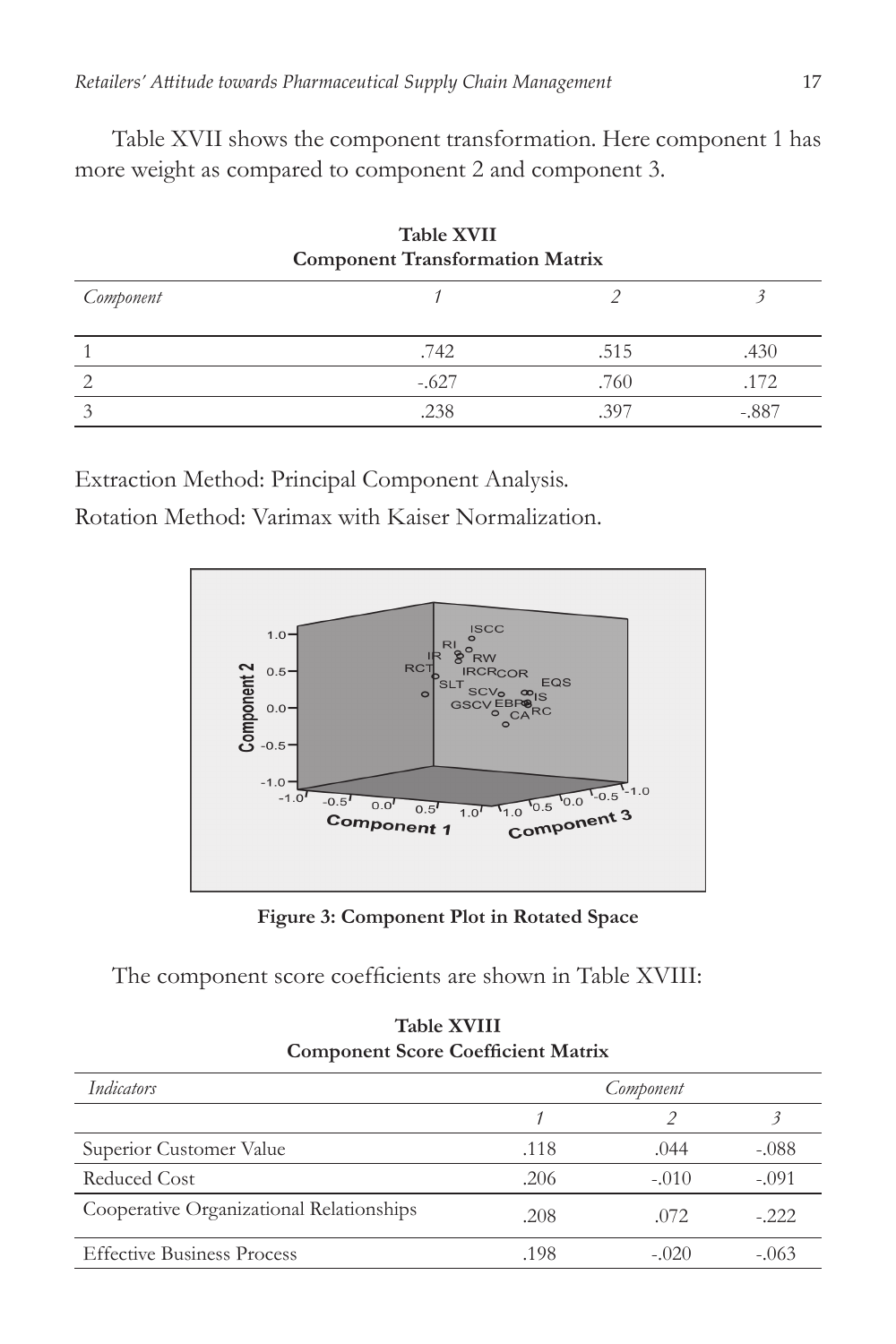Table XVII shows the component transformation. Here component 1 has more weight as compared to component 2 and component 3.

**Table XVII**
**Component Transformation Matrix**

| *Component* | *1* | *2* | *3* |
|---|---|---|---|
| 1 | .742 | .515 | .430 |
| 2 | -.627 | .760 | .172 |
| 3 | .238 | .397 | -.887 |

Extraction Method: Principal Component Analysis.

Rotation Method: Varimax with Kaiser Normalization.

**Figure 3: Component Plot in Rotated Space**

The component score coefficients are shown in Table XVIII:

**Table XVIII**
**Component Score Coefficient Matrix**

| *Indicators* | *Component* | | |
|---|---|---|---|
| | *1* | *2* | *3* |
| Superior Customer Value | .118 | .044 | -.088 |
| Reduced Cost | .206 | -.010 | -.091 |
| Cooperative Organizational Relationships | .208 | .072 | -.222 |
| Effective Business Process | .198 | -.020 | -.063 |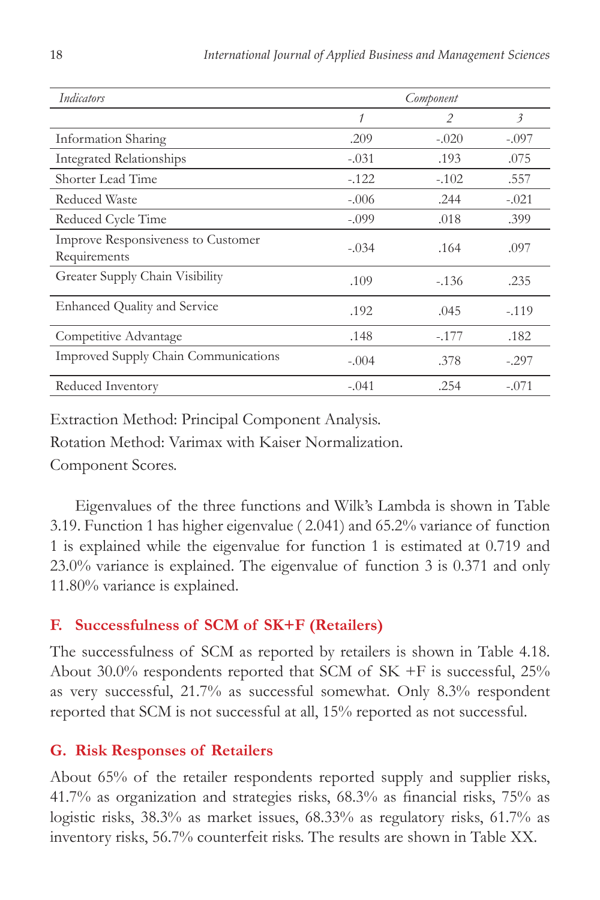| *Indicators* | *Component* | | |
|---|---|---|---|
| | *1* | *2* | *3* |
| Information Sharing | .209 | -.020 | -.097 |
| Integrated Relationships | -.031 | .193 | .075 |
| Shorter Lead Time | -.122 | -.102 | .557 |
| Reduced Waste | -.006 | .244 | -.021 |
| Reduced Cycle Time | -.099 | .018 | .399 |
| Improve Responsiveness to Customer Requirements | -.034 | .164 | .097 |
| Greater Supply Chain Visibility | .109 | -.136 | .235 |
| Enhanced Quality and Service | .192 | .045 | -.119 |
| Competitive Advantage | .148 | -.177 | .182 |
| Improved Supply Chain Communications | -.004 | .378 | -.297 |
| Reduced Inventory | -.041 | .254 | -.071 |

Extraction Method: Principal Component Analysis.

Rotation Method: Varimax with Kaiser Normalization.

Component Scores.

Eigenvalues of the three functions and Wilk's Lambda is shown in Table 3.19. Function 1 has higher eigenvalue ( 2.041) and 65.2% variance of function 1 is explained while the eigenvalue for function 1 is estimated at 0.719 and 23.0% variance is explained. The eigenvalue of function 3 is 0.371 and only 11.80% variance is explained.

### F. Successfulness of SCM of SK+F (Retailers)

The successfulness of SCM as reported by retailers is shown in Table 4.18. About 30.0% respondents reported that SCM of SK +F is successful, 25% as very successful, 21.7% as successful somewhat. Only 8.3% respondent reported that SCM is not successful at all, 15% reported as not successful.

### G. Risk Responses of Retailers

About 65% of the retailer respondents reported supply and supplier risks, 41.7% as organization and strategies risks, 68.3% as financial risks, 75% as logistic risks, 38.3% as market issues, 68.33% as regulatory risks, 61.7% as inventory risks, 56.7% counterfeit risks. The results are shown in Table XX.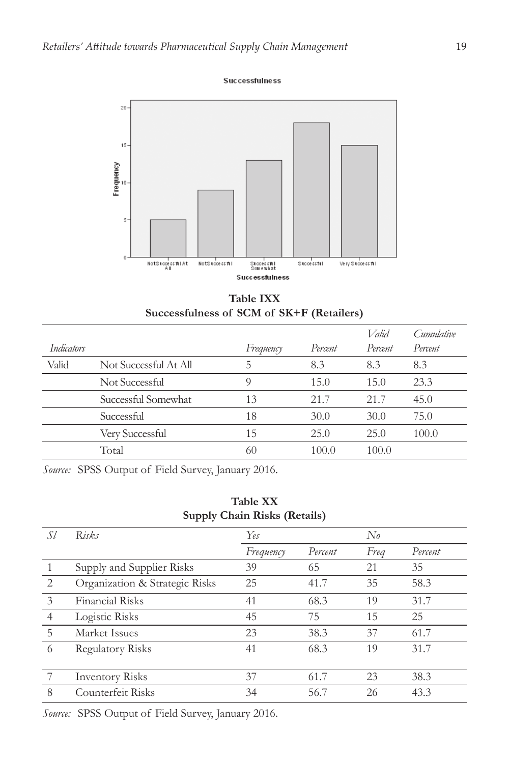**Table IXX**
**Successfulness of SCM of SK+F (Retailers)**

| *Indicators* | | *Frequency* | *Percent* | *Valid Percent* | *Cumulative Percent* |
|---|---|---|---|---|---|
| Valid | Not Successful At All | 5 | 8.3 | 8.3 | 8.3 |
| | Not Successful | 9 | 15.0 | 15.0 | 23.3 |
| | Successful Somewhat | 13 | 21.7 | 21.7 | 45.0 |
| | Successful | 18 | 30.0 | 30.0 | 75.0 |
| | Very Successful | 15 | 25.0 | 25.0 | 100.0 |
| | Total | 60 | 100.0 | 100.0 | |

*Source:* SPSS Output of Field Survey, January 2016.

**Table XX**
**Supply Chain Risks (Retails)**

| *Sl* | *Risks* | *Yes* | | *No* | |
|---|---|---|---|---|---|
| | | *Frequency* | *Percent* | *Freq* | *Percent* |
| 1 | Supply and Supplier Risks | 39 | 65 | 21 | 35 |
| 2 | Organization & Strategic Risks | 25 | 41.7 | 35 | 58.3 |
| 3 | Financial Risks | 41 | 68.3 | 19 | 31.7 |
| 4 | Logistic Risks | 45 | 75 | 15 | 25 |
| 5 | Market Issues | 23 | 38.3 | 37 | 61.7 |
| 6 | Regulatory Risks | 41 | 68.3 | 19 | 31.7 |
| 7 | Inventory Risks | 37 | 61.7 | 23 | 38.3 |
| 8 | Counterfeit Risks | 34 | 56.7 | 26 | 43.3 |

*Source:* SPSS Output of Field Survey, January 2016.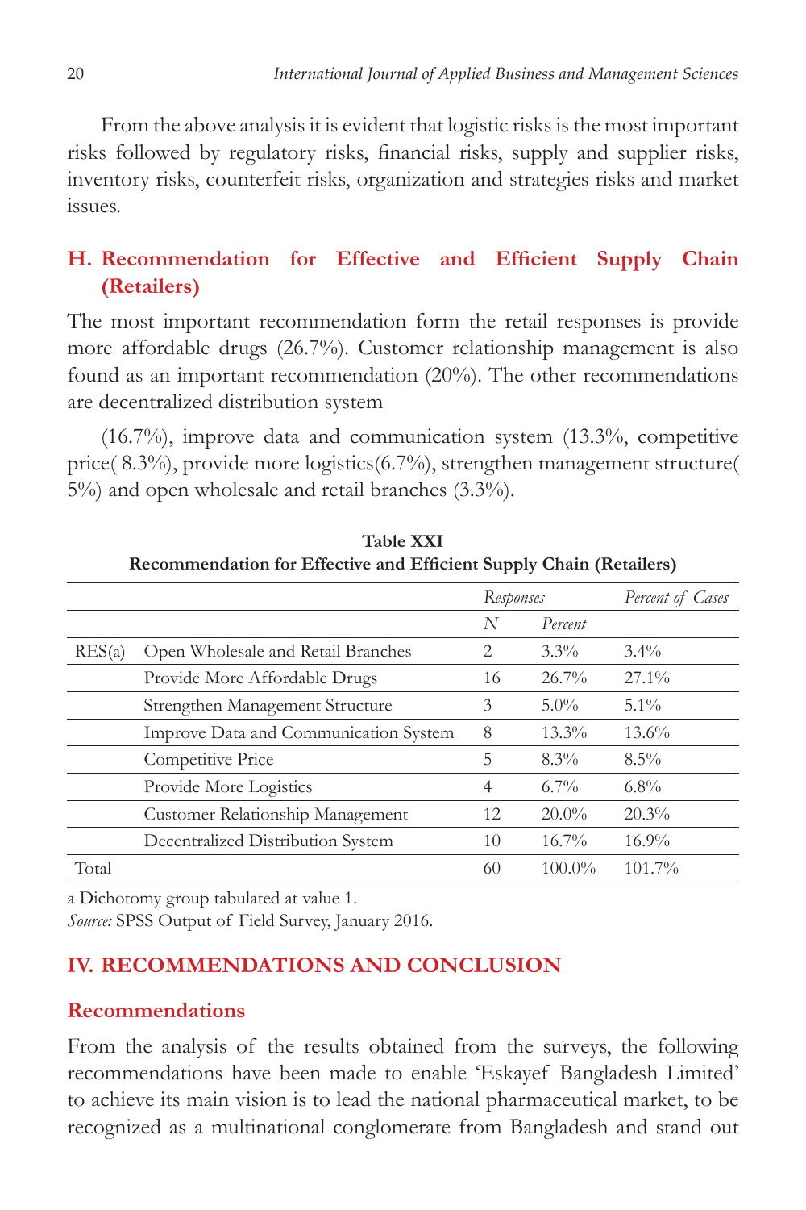From the above analysis it is evident that logistic risks is the most important risks followed by regulatory risks, financial risks, supply and supplier risks, inventory risks, counterfeit risks, organization and strategies risks and market issues.

### H. Recommendation for Effective and Efficient Supply Chain (Retailers)

The most important recommendation form the retail responses is provide more affordable drugs (26.7%). Customer relationship management is also found as an important recommendation (20%). The other recommendations are decentralized distribution system

(16.7%), improve data and communication system (13.3%, competitive price( 8.3%), provide more logistics(6.7%), strengthen management structure( 5%) and open wholesale and retail branches (3.3%).

**Table XXI**
**Recommendation for Effective and Efficient Supply Chain (Retailers)**

| | | *Responses* | | *Percent of Cases* |
|---|---|---|---|---|
| | | *N* | *Percent* | |
| RES(a) | Open Wholesale and Retail Branches | 2 | 3.3% | 3.4% |
| | Provide More Affordable Drugs | 16 | 26.7% | 27.1% |
| | Strengthen Management Structure | 3 | 5.0% | 5.1% |
| | Improve Data and Communication System | 8 | 13.3% | 13.6% |
| | Competitive Price | 5 | 8.3% | 8.5% |
| | Provide More Logistics | 4 | 6.7% | 6.8% |
| | Customer Relationship Management | 12 | 20.0% | 20.3% |
| | Decentralized Distribution System | 10 | 16.7% | 16.9% |
| Total | | 60 | 100.0% | 101.7% |

a Dichotomy group tabulated at value 1.

*Source:* SPSS Output of Field Survey, January 2016.

## IV. RECOMMENDATIONS AND CONCLUSION

### Recommendations

From the analysis of the results obtained from the surveys, the following recommendations have been made to enable 'Eskayef Bangladesh Limited' to achieve its main vision is to lead the national pharmaceutical market, to be recognized as a multinational conglomerate from Bangladesh and stand out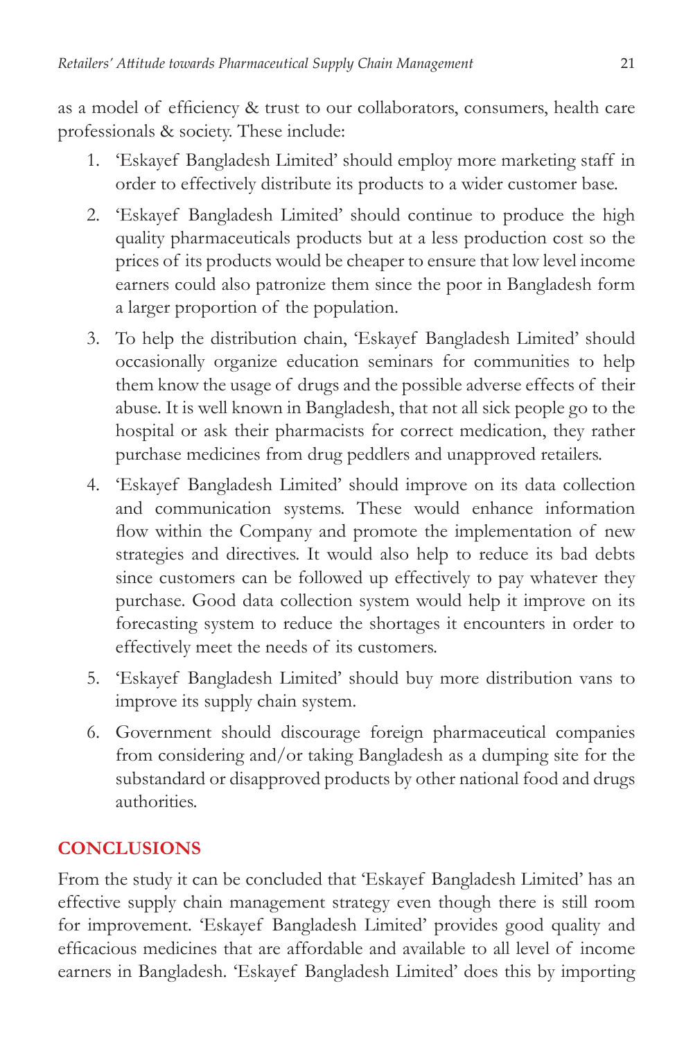as a model of efficiency & trust to our collaborators, consumers, health care professionals & society. These include:

1. 'Eskayef Bangladesh Limited' should employ more marketing staff in order to effectively distribute its products to a wider customer base.
2. 'Eskayef Bangladesh Limited' should continue to produce the high quality pharmaceuticals products but at a less production cost so the prices of its products would be cheaper to ensure that low level income earners could also patronize them since the poor in Bangladesh form a larger proportion of the population.
3. To help the distribution chain, 'Eskayef Bangladesh Limited' should occasionally organize education seminars for communities to help them know the usage of drugs and the possible adverse effects of their abuse. It is well known in Bangladesh, that not all sick people go to the hospital or ask their pharmacists for correct medication, they rather purchase medicines from drug peddlers and unapproved retailers.
4. 'Eskayef Bangladesh Limited' should improve on its data collection and communication systems. These would enhance information flow within the Company and promote the implementation of new strategies and directives. It would also help to reduce its bad debts since customers can be followed up effectively to pay whatever they purchase. Good data collection system would help it improve on its forecasting system to reduce the shortages it encounters in order to effectively meet the needs of its customers.
5. 'Eskayef Bangladesh Limited' should buy more distribution vans to improve its supply chain system.
6. Government should discourage foreign pharmaceutical companies from considering and/or taking Bangladesh as a dumping site for the substandard or disapproved products by other national food and drugs authorities.

## CONCLUSIONS

From the study it can be concluded that 'Eskayef Bangladesh Limited' has an effective supply chain management strategy even though there is still room for improvement. 'Eskayef Bangladesh Limited' provides good quality and efficacious medicines that are affordable and available to all level of income earners in Bangladesh. 'Eskayef Bangladesh Limited' does this by importing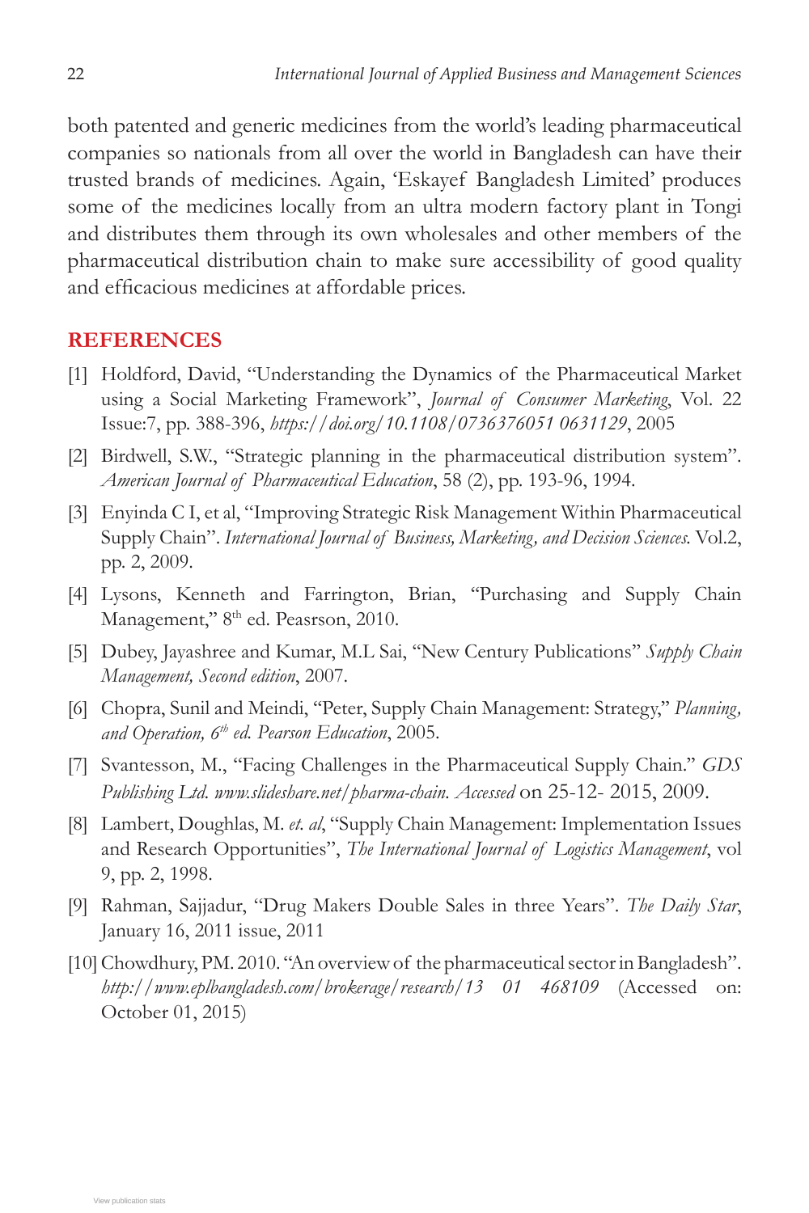both patented and generic medicines from the world's leading pharmaceutical companies so nationals from all over the world in Bangladesh can have their trusted brands of medicines. Again, 'Eskayef Bangladesh Limited' produces some of the medicines locally from an ultra modern factory plant in Tongi and distributes them through its own wholesales and other members of the pharmaceutical distribution chain to make sure accessibility of good quality and efficacious medicines at affordable prices.

## REFERENCES

[1] Holdford, David, "Understanding the Dynamics of the Pharmaceutical Market using a Social Marketing Framework", *Journal of Consumer Marketing*, Vol. 22 Issue:7, pp. 388-396, *https://doi.org/10.1108/0736376051 0631129*, 2005

[2] Birdwell, S.W., "Strategic planning in the pharmaceutical distribution system". *American Journal of Pharmaceutical Education*, 58 (2), pp. 193-96, 1994.

[3] Enyinda C I, et al, "Improving Strategic Risk Management Within Pharmaceutical Supply Chain". *International Journal of Business, Marketing, and Decision Sciences.* Vol.2, pp. 2, 2009.

[4] Lysons, Kenneth and Farrington, Brian, "Purchasing and Supply Chain Management," 8th ed. Peasrson, 2010.

[5] Dubey, Jayashree and Kumar, M.L Sai, "New Century Publications" *Supply Chain Management, Second edition*, 2007.

[6] Chopra, Sunil and Meindi, "Peter, Supply Chain Management: Strategy," *Planning, and Operation, 6th ed. Pearson Education*, 2005.

[7] Svantesson, M., "Facing Challenges in the Pharmaceutical Supply Chain." *GDS Publishing Ltd. www.slideshare.net/pharma-chain. Accessed* on 25-12- 2015, 2009.

[8] Lambert, Doughlas, M. *et. al*, "Supply Chain Management: Implementation Issues and Research Opportunities", *The International Journal of Logistics Management*, vol 9, pp. 2, 1998.

[9] Rahman, Sajjadur, "Drug Makers Double Sales in three Years". *The Daily Star*, January 16, 2011 issue, 2011

[10] Chowdhury, PM. 2010. "An overview of the pharmaceutical sector in Bangladesh". *http://www.eplbangladesh.com/brokerage/research/13 01 468109* (Accessed on: October 01, 2015)